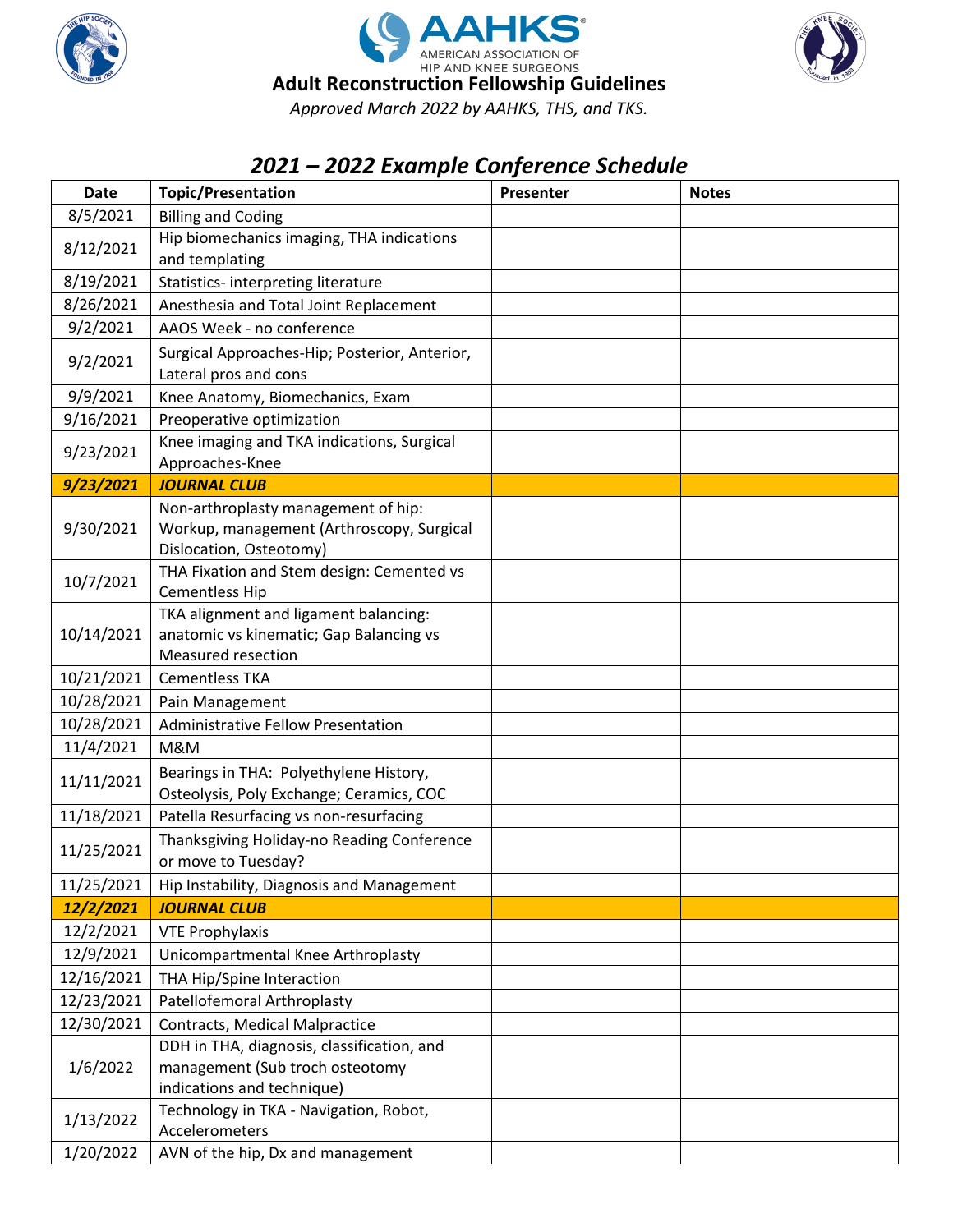# Adult Reconstruction Fellowship Guidelines

*Approved March 2022 by AAHKS, THS, and TKS.*

## *2021 – 2022 Example Conference Schedule*

| Date | Topic/Presentation | Presenter | Notes |
|---|---|---|---|
| 8/5/2021 | Billing and Coding | | |
| 8/12/2021 | Hip biomechanics imaging, THA indications and templating | | |
| 8/19/2021 | Statistics- interpreting literature | | |
| 8/26/2021 | Anesthesia and Total Joint Replacement | | |
| 9/2/2021 | AAOS Week - no conference | | |
| 9/2/2021 | Surgical Approaches-Hip; Posterior, Anterior, Lateral pros and cons | | |
| 9/9/2021 | Knee Anatomy, Biomechanics, Exam | | |
| 9/16/2021 | Preoperative optimization | | |
| 9/23/2021 | Knee imaging and TKA indications, Surgical Approaches-Knee | | |
| ***9/23/2021*** | ***JOURNAL CLUB*** | | |
| 9/30/2021 | Non-arthroplasty management of hip: Workup, management (Arthroscopy, Surgical Dislocation, Osteotomy) | | |
| 10/7/2021 | THA Fixation and Stem design: Cemented vs Cementless Hip | | |
| 10/14/2021 | TKA alignment and ligament balancing: anatomic vs kinematic; Gap Balancing vs Measured resection | | |
| 10/21/2021 | Cementless TKA | | |
| 10/28/2021 | Pain Management | | |
| 10/28/2021 | Administrative Fellow Presentation | | |
| 11/4/2021 | M&M | | |
| 11/11/2021 | Bearings in THA: Polyethylene History, Osteolysis, Poly Exchange; Ceramics, COC | | |
| 11/18/2021 | Patella Resurfacing vs non-resurfacing | | |
| 11/25/2021 | Thanksgiving Holiday-no Reading Conference or move to Tuesday? | | |
| 11/25/2021 | Hip Instability, Diagnosis and Management | | |
| ***12/2/2021*** | ***JOURNAL CLUB*** | | |
| 12/2/2021 | VTE Prophylaxis | | |
| 12/9/2021 | Unicompartmental Knee Arthroplasty | | |
| 12/16/2021 | THA Hip/Spine Interaction | | |
| 12/23/2021 | Patellofemoral Arthroplasty | | |
| 12/30/2021 | Contracts, Medical Malpractice | | |
| 1/6/2022 | DDH in THA, diagnosis, classification, and management (Sub troch osteotomy indications and technique) | | |
| 1/13/2022 | Technology in TKA - Navigation, Robot, Accelerometers | | |
| 1/20/2022 | AVN of the hip, Dx and management | | |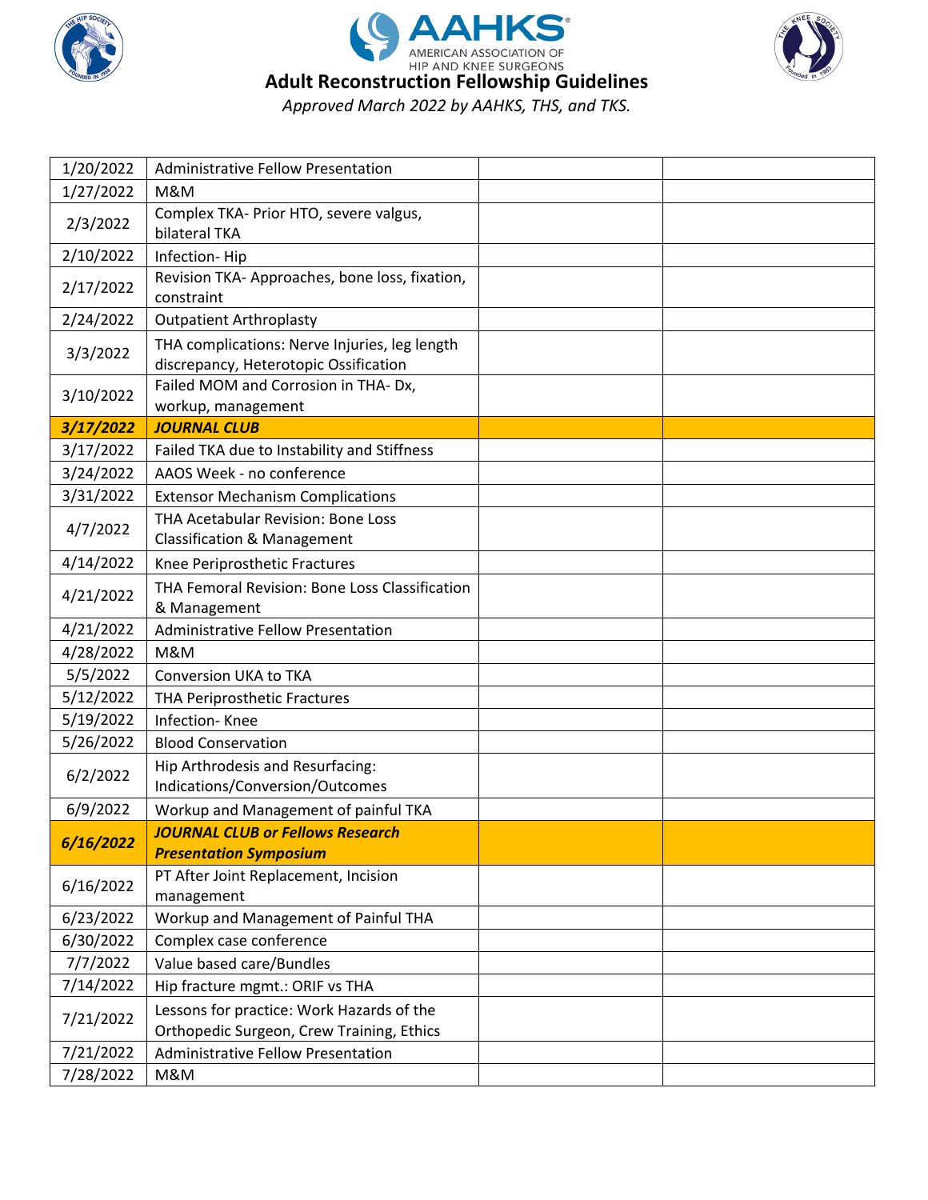**Adult Reconstruction Fellowship Guidelines**

*Approved March 2022 by AAHKS, THS, and TKS.*

| | | | |
|---|---|---|---|
| 1/20/2022 | Administrative Fellow Presentation | | |
| 1/27/2022 | M&M | | |
| 2/3/2022 | Complex TKA- Prior HTO, severe valgus, bilateral TKA | | |
| 2/10/2022 | Infection- Hip | | |
| 2/17/2022 | Revision TKA- Approaches, bone loss, fixation, constraint | | |
| 2/24/2022 | Outpatient Arthroplasty | | |
| 3/3/2022 | THA complications: Nerve Injuries, leg length discrepancy, Heterotopic Ossification | | |
| 3/10/2022 | Failed MOM and Corrosion in THA- Dx, workup, management | | |
| ***3/17/2022*** | ***JOURNAL CLUB*** | | |
| 3/17/2022 | Failed TKA due to Instability and Stiffness | | |
| 3/24/2022 | AAOS Week - no conference | | |
| 3/31/2022 | Extensor Mechanism Complications | | |
| 4/7/2022 | THA Acetabular Revision: Bone Loss Classification & Management | | |
| 4/14/2022 | Knee Periprosthetic Fractures | | |
| 4/21/2022 | THA Femoral Revision: Bone Loss Classification & Management | | |
| 4/21/2022 | Administrative Fellow Presentation | | |
| 4/28/2022 | M&M | | |
| 5/5/2022 | Conversion UKA to TKA | | |
| 5/12/2022 | THA Periprosthetic Fractures | | |
| 5/19/2022 | Infection- Knee | | |
| 5/26/2022 | Blood Conservation | | |
| 6/2/2022 | Hip Arthrodesis and Resurfacing: Indications/Conversion/Outcomes | | |
| 6/9/2022 | Workup and Management of painful TKA | | |
| ***6/16/2022*** | ***JOURNAL CLUB or Fellows Research Presentation Symposium*** | | |
| 6/16/2022 | PT After Joint Replacement, Incision management | | |
| 6/23/2022 | Workup and Management of Painful THA | | |
| 6/30/2022 | Complex case conference | | |
| 7/7/2022 | Value based care/Bundles | | |
| 7/14/2022 | Hip fracture mgmt.: ORIF vs THA | | |
| 7/21/2022 | Lessons for practice: Work Hazards of the Orthopedic Surgeon, Crew Training, Ethics | | |
| 7/21/2022 | Administrative Fellow Presentation | | |
| 7/28/2022 | M&M | | |